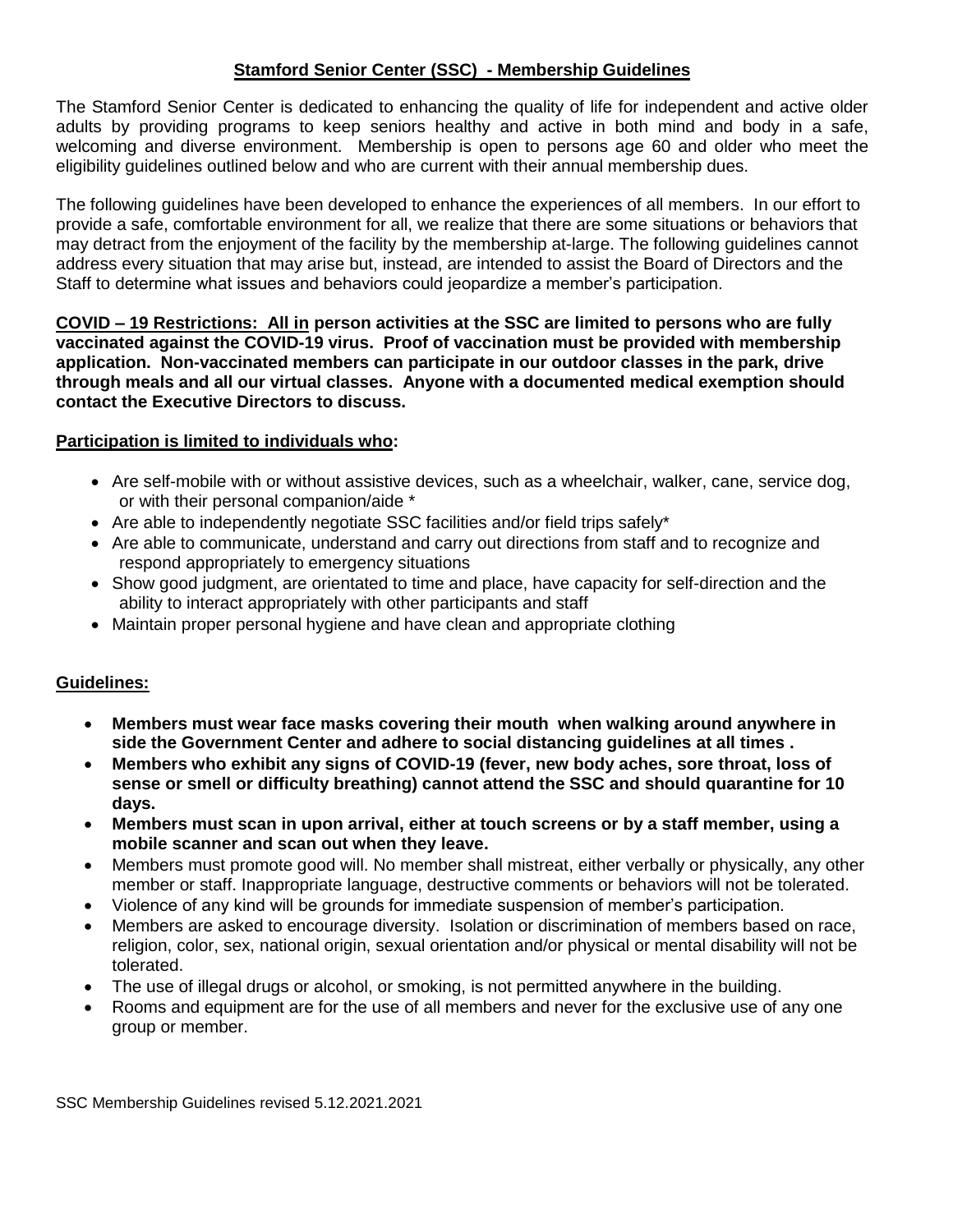# Stamford Senior Center (SSC) - Membership Guidelines

The Stamford Senior Center is dedicated to enhancing the quality of life for independent and active older adults by providing programs to keep seniors healthy and active in both mind and body in a safe, welcoming and diverse environment. Membership is open to persons age 60 and older who meet the eligibility guidelines outlined below and who are current with their annual membership dues.

The following guidelines have been developed to enhance the experiences of all members. In our effort to provide a safe, comfortable environment for all, we realize that there are some situations or behaviors that may detract from the enjoyment of the facility by the membership at-large. The following guidelines cannot address every situation that may arise but, instead, are intended to assist the Board of Directors and the Staff to determine what issues and behaviors could jeopardize a member's participation.

**COVID – 19 Restrictions: All in person activities at the SSC are limited to persons who are fully vaccinated against the COVID-19 virus. Proof of vaccination must be provided with membership application. Non-vaccinated members can participate in our outdoor classes in the park, drive through meals and all our virtual classes. Anyone with a documented medical exemption should contact the Executive Directors to discuss.**

**Participation is limited to individuals who:**

- Are self-mobile with or without assistive devices, such as a wheelchair, walker, cane, service dog, or with their personal companion/aide *
- Are able to independently negotiate SSC facilities and/or field trips safely*
- Are able to communicate, understand and carry out directions from staff and to recognize and respond appropriately to emergency situations
- Show good judgment, are orientated to time and place, have capacity for self-direction and the ability to interact appropriately with other participants and staff
- Maintain proper personal hygiene and have clean and appropriate clothing

**Guidelines:**

- **Members must wear face masks covering their mouth when walking around anywhere in side the Government Center and adhere to social distancing guidelines at all times .**
- **Members who exhibit any signs of COVID-19 (fever, new body aches, sore throat, loss of sense or smell or difficulty breathing) cannot attend the SSC and should quarantine for 10 days.**
- **Members must scan in upon arrival, either at touch screens or by a staff member, using a mobile scanner and scan out when they leave.**
- Members must promote good will. No member shall mistreat, either verbally or physically, any other member or staff. Inappropriate language, destructive comments or behaviors will not be tolerated.
- Violence of any kind will be grounds for immediate suspension of member's participation.
- Members are asked to encourage diversity. Isolation or discrimination of members based on race, religion, color, sex, national origin, sexual orientation and/or physical or mental disability will not be tolerated.
- The use of illegal drugs or alcohol, or smoking, is not permitted anywhere in the building.
- Rooms and equipment are for the use of all members and never for the exclusive use of any one group or member.

SSC Membership Guidelines revised 5.12.2021.2021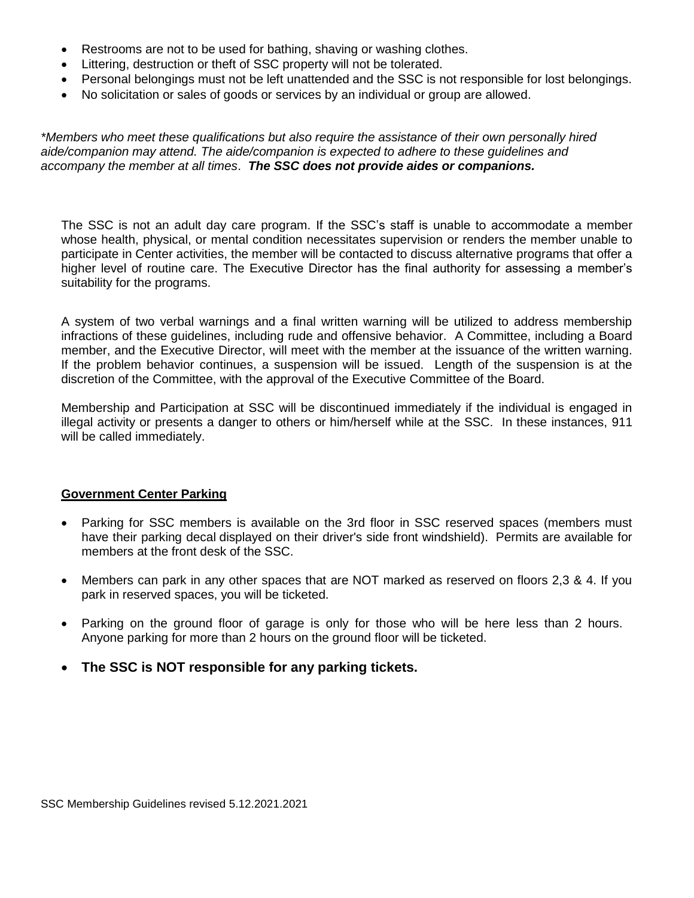- Restrooms are not to be used for bathing, shaving or washing clothes.
- Littering, destruction or theft of SSC property will not be tolerated.
- Personal belongings must not be left unattended and the SSC is not responsible for lost belongings.
- No solicitation or sales of goods or services by an individual or group are allowed.

*\*Members who meet these qualifications but also require the assistance of their own personally hired aide/companion may attend. The aide/companion is expected to adhere to these guidelines and accompany the member at all times*. ***The SSC does not provide aides or companions.***

The SSC is not an adult day care program. If the SSC's staff is unable to accommodate a member whose health, physical, or mental condition necessitates supervision or renders the member unable to participate in Center activities, the member will be contacted to discuss alternative programs that offer a higher level of routine care. The Executive Director has the final authority for assessing a member's suitability for the programs.

A system of two verbal warnings and a final written warning will be utilized to address membership infractions of these guidelines, including rude and offensive behavior. A Committee, including a Board member, and the Executive Director, will meet with the member at the issuance of the written warning. If the problem behavior continues, a suspension will be issued. Length of the suspension is at the discretion of the Committee, with the approval of the Executive Committee of the Board.

Membership and Participation at SSC will be discontinued immediately if the individual is engaged in illegal activity or presents a danger to others or him/herself while at the SSC. In these instances, 911 will be called immediately.

**Government Center Parking**

- Parking for SSC members is available on the 3rd floor in SSC reserved spaces (members must have their parking decal displayed on their driver's side front windshield). Permits are available for members at the front desk of the SSC.
- Members can park in any other spaces that are NOT marked as reserved on floors 2,3 & 4. If you park in reserved spaces, you will be ticketed.
- Parking on the ground floor of garage is only for those who will be here less than 2 hours. Anyone parking for more than 2 hours on the ground floor will be ticketed.
- **The SSC is NOT responsible for any parking tickets.**

SSC Membership Guidelines revised 5.12.2021.2021